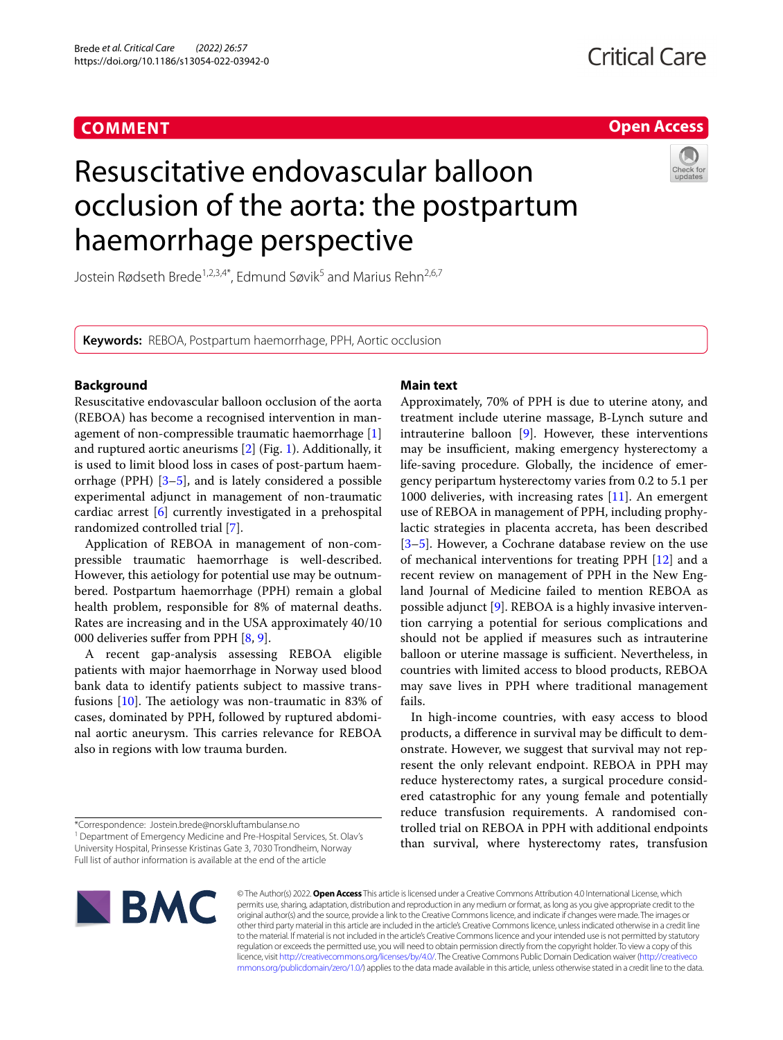**COMMENT** **Open Access**

# Resuscitative endovascular balloon occlusion of the aorta: the postpartum haemorrhage perspective

Jostein Rødseth Brede[1,2,3,4*], Edmund Søvik[5] and Marius Rehn[2,6,7]

**Keywords:** REBOA, Postpartum haemorrhage, PPH, Aortic occlusion

## Background

Resuscitative endovascular balloon occlusion of the aorta (REBOA) has become a recognised intervention in management of non-compressible traumatic haemorrhage [1] and ruptured aortic aneurisms [2] (Fig. 1). Additionally, it is used to limit blood loss in cases of post-partum haemorrhage (PPH) [3–5], and is lately considered a possible experimental adjunct in management of non-traumatic cardiac arrest [6] currently investigated in a prehospital randomized controlled trial [7].

Application of REBOA in management of non-compressible traumatic haemorrhage is well-described. However, this aetiology for potential use may be outnumbered. Postpartum haemorrhage (PPH) remain a global health problem, responsible for 8% of maternal deaths. Rates are increasing and in the USA approximately 40/10 000 deliveries suffer from PPH [8, 9].

A recent gap-analysis assessing REBOA eligible patients with major haemorrhage in Norway used blood bank data to identify patients subject to massive transfusions [10]. The aetiology was non-traumatic in 83% of cases, dominated by PPH, followed by ruptured abdominal aortic aneurysm. This carries relevance for REBOA also in regions with low trauma burden.

## Main text

Approximately, 70% of PPH is due to uterine atony, and treatment include uterine massage, B-Lynch suture and intrauterine balloon [9]. However, these interventions may be insufficient, making emergency hysterectomy a life-saving procedure. Globally, the incidence of emergency peripartum hysterectomy varies from 0.2 to 5.1 per 1000 deliveries, with increasing rates [11]. An emergent use of REBOA in management of PPH, including prophylactic strategies in placenta accreta, has been described [3–5]. However, a Cochrane database review on the use of mechanical interventions for treating PPH [12] and a recent review on management of PPH in the New England Journal of Medicine failed to mention REBOA as possible adjunct [9]. REBOA is a highly invasive intervention carrying a potential for serious complications and should not be applied if measures such as intrauterine balloon or uterine massage is sufficient. Nevertheless, in countries with limited access to blood products, REBOA may save lives in PPH where traditional management fails.

In high-income countries, with easy access to blood products, a difference in survival may be difficult to demonstrate. However, we suggest that survival may not represent the only relevant endpoint. REBOA in PPH may reduce hysterectomy rates, a surgical procedure considered catastrophic for any young female and potentially reduce transfusion requirements. A randomised controlled trial on REBOA in PPH with additional endpoints than survival, where hysterectomy rates, transfusion

*Correspondence: Jostein.brede@norskluftambulanse.no
[1] Department of Emergency Medicine and Pre-Hospital Services, St. Olav's University Hospital, Prinsesse Kristinas Gate 3, 7030 Trondheim, Norway
Full list of author information is available at the end of the article

© The Author(s) 2022. **Open Access** This article is licensed under a Creative Commons Attribution 4.0 International License, which permits use, sharing, adaptation, distribution and reproduction in any medium or format, as long as you give appropriate credit to the original author(s) and the source, provide a link to the Creative Commons licence, and indicate if changes were made. The images or other third party material in this article are included in the article's Creative Commons licence, unless indicated otherwise in a credit line to the material. If material is not included in the article's Creative Commons licence and your intended use is not permitted by statutory regulation or exceeds the permitted use, you will need to obtain permission directly from the copyright holder. To view a copy of this licence, visit http://creativecommons.org/licenses/by/4.0/. The Creative Commons Public Domain Dedication waiver (http://creativecommons.org/publicdomain/zero/1.0/) applies to the data made available in this article, unless otherwise stated in a credit line to the data.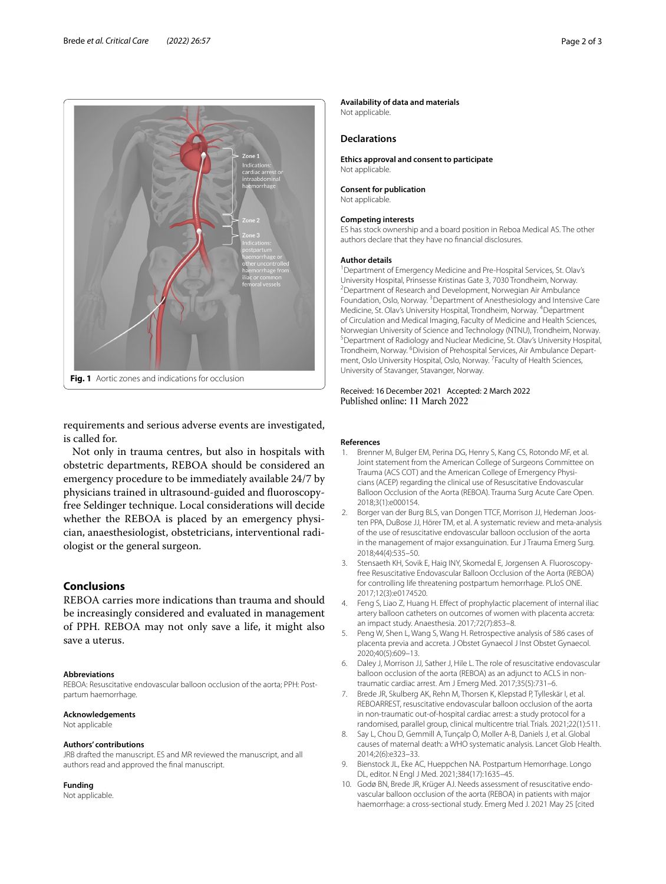Fig. 1 Aortic zones and indications for occlusion

requirements and serious adverse events are investigated, is called for.

Not only in trauma centres, but also in hospitals with obstetric departments, REBOA should be considered an emergency procedure to be immediately available 24/7 by physicians trained in ultrasound-guided and fluoroscopy-free Seldinger technique. Local considerations will decide whether the REBOA is placed by an emergency physician, anaesthesiologist, obstetricians, interventional radiologist or the general surgeon.

## Conclusions

REBOA carries more indications than trauma and should be increasingly considered and evaluated in management of PPH. REBOA may not only save a life, it might also save a uterus.

#### Abbreviations
REBOA: Resuscitative endovascular balloon occlusion of the aorta; PPH: Post-partum haemorrhage.

#### Acknowledgements
Not applicable

#### Authors' contributions
JRB drafted the manuscript. ES and MR reviewed the manuscript, and all authors read and approved the final manuscript.

#### Funding
Not applicable.

#### Availability of data and materials
Not applicable.

## Declarations

#### Ethics approval and consent to participate
Not applicable.

#### Consent for publication
Not applicable.

#### Competing interests
ES has stock ownership and a board position in Reboa Medical AS. The other authors declare that they have no financial disclosures.

#### Author details
[1]Department of Emergency Medicine and Pre-Hospital Services, St. Olav's University Hospital, Prinsesse Kristinas Gate 3, 7030 Trondheim, Norway. [2]Department of Research and Development, Norwegian Air Ambulance Foundation, Oslo, Norway. [3]Department of Anesthesiology and Intensive Care Medicine, St. Olav's University Hospital, Trondheim, Norway. [4]Department of Circulation and Medical Imaging, Faculty of Medicine and Health Sciences, Norwegian University of Science and Technology (NTNU), Trondheim, Norway. [5]Department of Radiology and Nuclear Medicine, St. Olav's University Hospital, Trondheim, Norway. [6]Division of Prehospital Services, Air Ambulance Department, Oslo University Hospital, Oslo, Norway. [7]Faculty of Health Sciences, University of Stavanger, Stavanger, Norway.

Received: 16 December 2021 Accepted: 2 March 2022
Published online: 11 March 2022

#### References

1. Brenner M, Bulger EM, Perina DG, Henry S, Kang CS, Rotondo MF, et al. Joint statement from the American College of Surgeons Committee on Trauma (ACS COT) and the American College of Emergency Physicians (ACEP) regarding the clinical use of Resuscitative Endovascular Balloon Occlusion of the Aorta (REBOA). Trauma Surg Acute Care Open. 2018;3(1):e000154.
2. Borger van der Burg BLS, van Dongen TTCF, Morrison JJ, Hedeman Joosten PPA, DuBose JJ, Hörer TM, et al. A systematic review and meta-analysis of the use of resuscitative endovascular balloon occlusion of the aorta in the management of major exsanguination. Eur J Trauma Emerg Surg. 2018;44(4):535–50.
3. Stensaeth KH, Sovik E, Haig INY, Skomedal E, Jorgensen A. Fluoroscopy-free Resuscitative Endovascular Balloon Occlusion of the Aorta (REBOA) for controlling life threatening postpartum hemorrhage. PLoS ONE. 2017;12(3):e0174520.
4. Feng S, Liao Z, Huang H. Effect of prophylactic placement of internal iliac artery balloon catheters on outcomes of women with placenta accreta: an impact study. Anaesthesia. 2017;72(7):853–8.
5. Peng W, Shen L, Wang S, Wang H. Retrospective analysis of 586 cases of placenta previa and accreta. J Obstet Gynaecol J Inst Obstet Gynaecol. 2020;40(5):609–13.
6. Daley J, Morrison JJ, Sather J, Hile L. The role of resuscitative endovascular balloon occlusion of the aorta (REBOA) as an adjunct to ACLS in non-traumatic cardiac arrest. Am J Emerg Med. 2017;35(5):731–6.
7. Brede JR, Skulberg AK, Rehn M, Thorsen K, Klepstad P, Tylleskär I, et al. REBOARREST, resuscitative endovascular balloon occlusion of the aorta in non-traumatic out-of-hospital cardiac arrest: a study protocol for a randomised, parallel group, clinical multicentre trial. Trials. 2021;22(1):511.
8. Say L, Chou D, Gemmill A, Tunçalp Ö, Moller A-B, Daniels J, et al. Global causes of maternal death: a WHO systematic analysis. Lancet Glob Health. 2014;2(6):e323–33.
9. Bienstock JL, Eke AC, Hueppchen NA. Postpartum Hemorrhage. Longo DL, editor. N Engl J Med. 2021;384(17):1635–45.
10. Godø BN, Brede JR, Krüger AJ. Needs assessment of resuscitative endovascular balloon occlusion of the aorta (REBOA) in patients with major haemorrhage: a cross-sectional study. Emerg Med J. 2021 May 25 [cited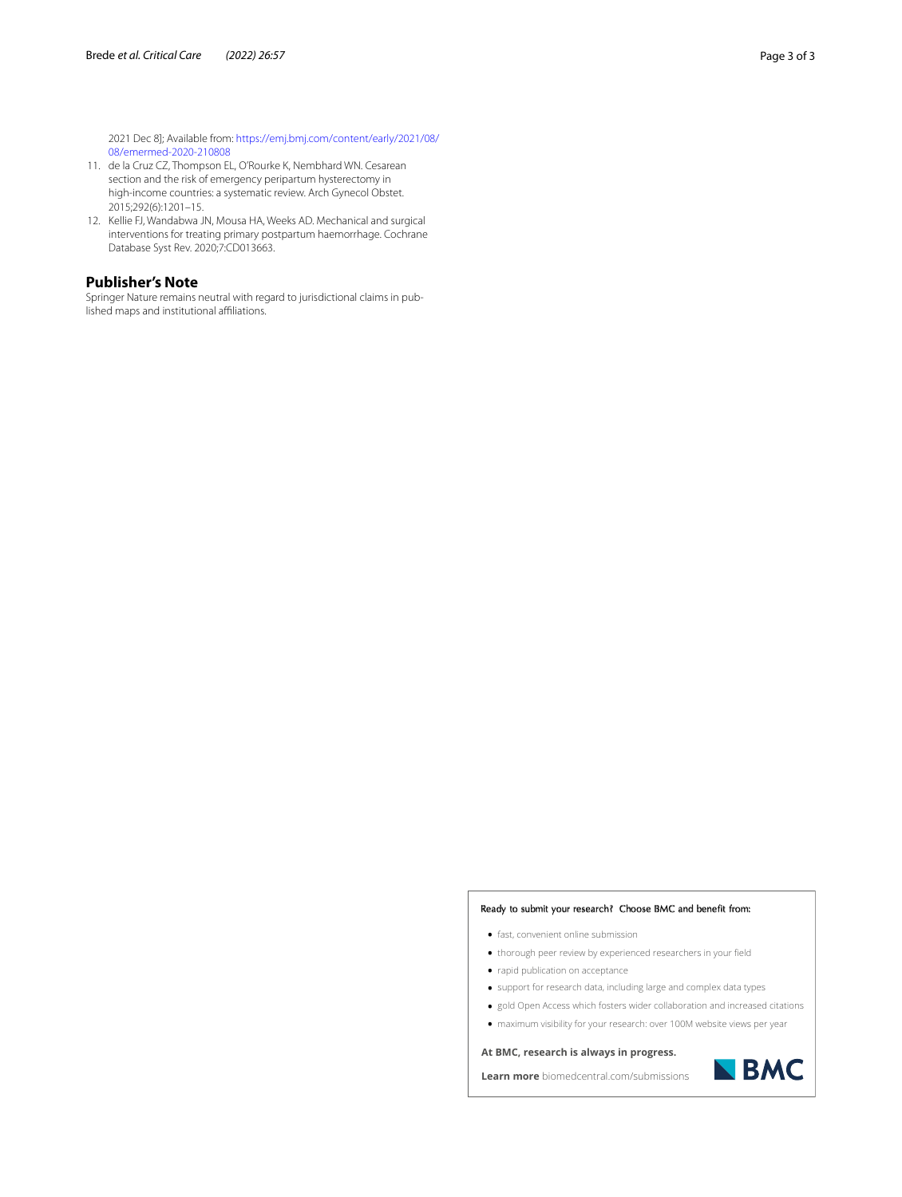2021 Dec 8]; Available from: https://emj.bmj.com/content/early/2021/08/08/emermed-2020-210808

11. de la Cruz CZ, Thompson EL, O'Rourke K, Nembhard WN. Cesarean section and the risk of emergency peripartum hysterectomy in high-income countries: a systematic review. Arch Gynecol Obstet. 2015;292(6):1201–15.
12. Kellie FJ, Wandabwa JN, Mousa HA, Weeks AD. Mechanical and surgical interventions for treating primary postpartum haemorrhage. Cochrane Database Syst Rev. 2020;7:CD013663.

## Publisher's Note

Springer Nature remains neutral with regard to jurisdictional claims in published maps and institutional affiliations.

Ready to submit your research? Choose BMC and benefit from:

- fast, convenient online submission
- thorough peer review by experienced researchers in your field
- rapid publication on acceptance
- support for research data, including large and complex data types
- gold Open Access which fosters wider collaboration and increased citations
- maximum visibility for your research: over 100M website views per year

**At BMC, research is always in progress.**

**Learn more** biomedcentral.com/submissions

BMC